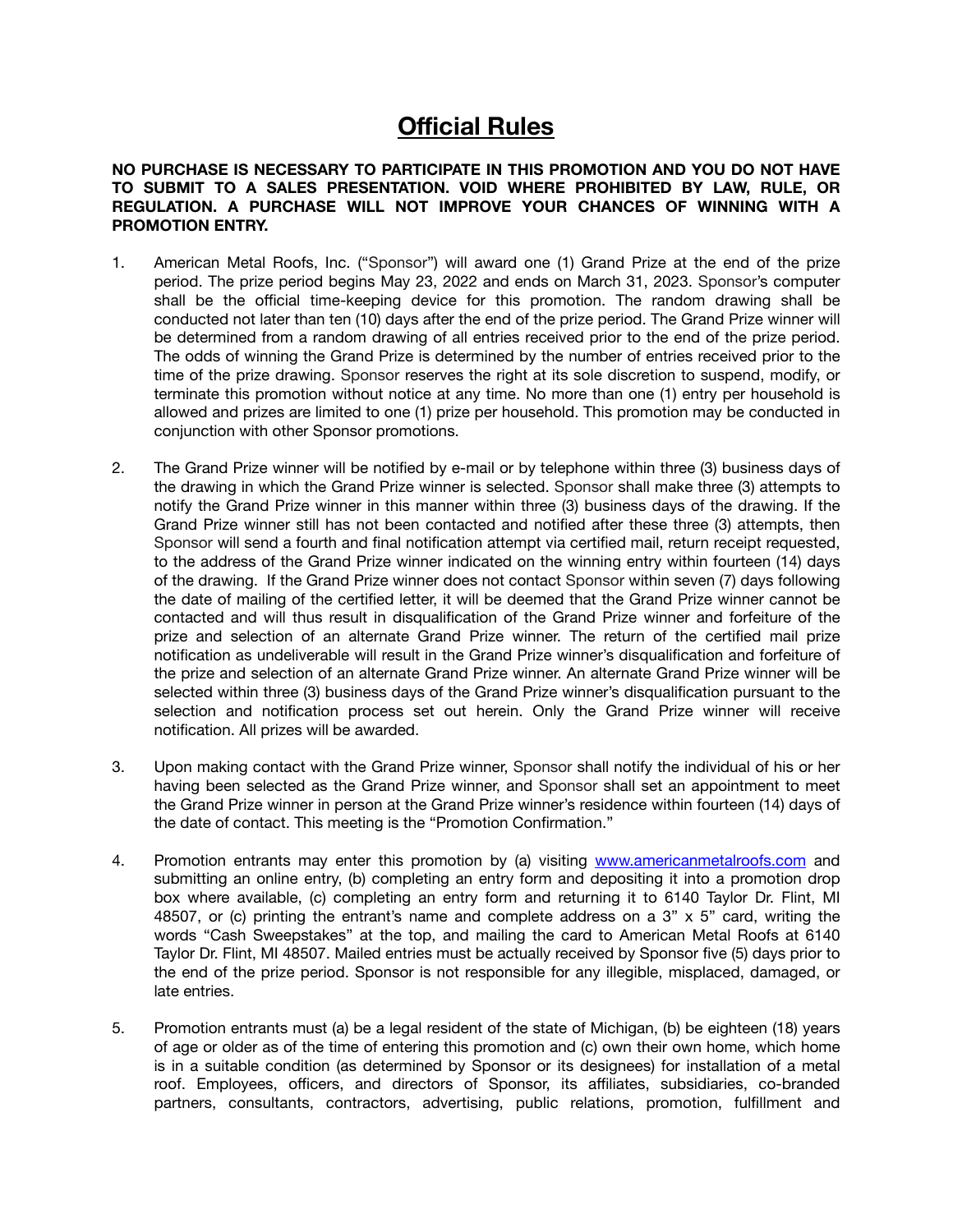# Official Rules

**NO PURCHASE IS NECESSARY TO PARTICIPATE IN THIS PROMOTION AND YOU DO NOT HAVE TO SUBMIT TO A SALES PRESENTATION. VOID WHERE PROHIBITED BY LAW, RULE, OR REGULATION. A PURCHASE WILL NOT IMPROVE YOUR CHANCES OF WINNING WITH A PROMOTION ENTRY.**

1. American Metal Roofs, Inc. ("Sponsor") will award one (1) Grand Prize at the end of the prize period. The prize period begins May 23, 2022 and ends on March 31, 2023. Sponsor's computer shall be the official time-keeping device for this promotion. The random drawing shall be conducted not later than ten (10) days after the end of the prize period. The Grand Prize winner will be determined from a random drawing of all entries received prior to the end of the prize period. The odds of winning the Grand Prize is determined by the number of entries received prior to the time of the prize drawing. Sponsor reserves the right at its sole discretion to suspend, modify, or terminate this promotion without notice at any time. No more than one (1) entry per household is allowed and prizes are limited to one (1) prize per household. This promotion may be conducted in conjunction with other Sponsor promotions.

2. The Grand Prize winner will be notified by e-mail or by telephone within three (3) business days of the drawing in which the Grand Prize winner is selected. Sponsor shall make three (3) attempts to notify the Grand Prize winner in this manner within three (3) business days of the drawing. If the Grand Prize winner still has not been contacted and notified after these three (3) attempts, then Sponsor will send a fourth and final notification attempt via certified mail, return receipt requested, to the address of the Grand Prize winner indicated on the winning entry within fourteen (14) days of the drawing. If the Grand Prize winner does not contact Sponsor within seven (7) days following the date of mailing of the certified letter, it will be deemed that the Grand Prize winner cannot be contacted and will thus result in disqualification of the Grand Prize winner and forfeiture of the prize and selection of an alternate Grand Prize winner. The return of the certified mail prize notification as undeliverable will result in the Grand Prize winner's disqualification and forfeiture of the prize and selection of an alternate Grand Prize winner. An alternate Grand Prize winner will be selected within three (3) business days of the Grand Prize winner's disqualification pursuant to the selection and notification process set out herein. Only the Grand Prize winner will receive notification. All prizes will be awarded.

3. Upon making contact with the Grand Prize winner, Sponsor shall notify the individual of his or her having been selected as the Grand Prize winner, and Sponsor shall set an appointment to meet the Grand Prize winner in person at the Grand Prize winner's residence within fourteen (14) days of the date of contact. This meeting is the "Promotion Confirmation."

4. Promotion entrants may enter this promotion by (a) visiting [www.americanmetalroofs.com](http://www.americanmetalroofs.com) and submitting an online entry, (b) completing an entry form and depositing it into a promotion drop box where available, (c) completing an entry form and returning it to 6140 Taylor Dr. Flint, MI 48507, or (c) printing the entrant's name and complete address on a 3" x 5" card, writing the words "Cash Sweepstakes" at the top, and mailing the card to American Metal Roofs at 6140 Taylor Dr. Flint, MI 48507. Mailed entries must be actually received by Sponsor five (5) days prior to the end of the prize period. Sponsor is not responsible for any illegible, misplaced, damaged, or late entries.

5. Promotion entrants must (a) be a legal resident of the state of Michigan, (b) be eighteen (18) years of age or older as of the time of entering this promotion and (c) own their own home, which home is in a suitable condition (as determined by Sponsor or its designees) for installation of a metal roof. Employees, officers, and directors of Sponsor, its affiliates, subsidiaries, co-branded partners, consultants, contractors, advertising, public relations, promotion, fulfillment and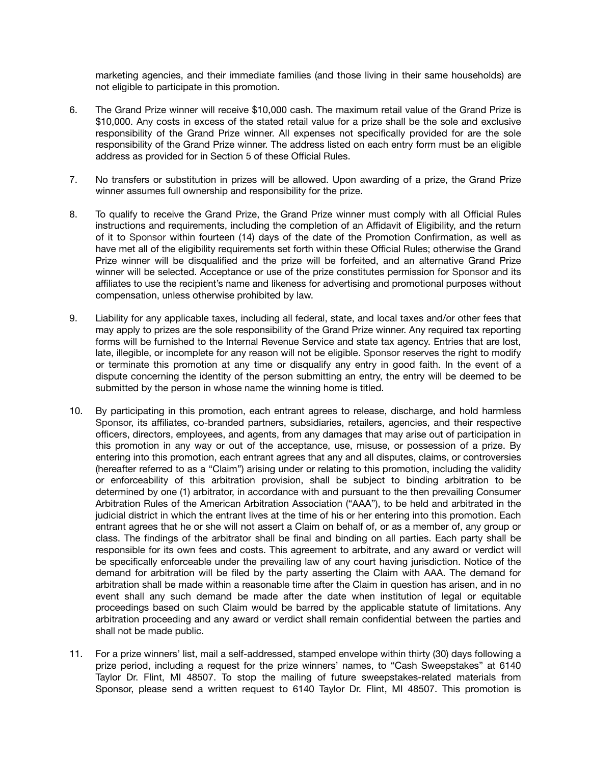marketing agencies, and their immediate families (and those living in their same households) are not eligible to participate in this promotion.

6. The Grand Prize winner will receive $10,000 cash. The maximum retail value of the Grand Prize is $10,000. Any costs in excess of the stated retail value for a prize shall be the sole and exclusive responsibility of the Grand Prize winner. All expenses not specifically provided for are the sole responsibility of the Grand Prize winner. The address listed on each entry form must be an eligible address as provided for in Section 5 of these Official Rules.

7. No transfers or substitution in prizes will be allowed. Upon awarding of a prize, the Grand Prize winner assumes full ownership and responsibility for the prize.

8. To qualify to receive the Grand Prize, the Grand Prize winner must comply with all Official Rules instructions and requirements, including the completion of an Affidavit of Eligibility, and the return of it to Sponsor within fourteen (14) days of the date of the Promotion Confirmation, as well as have met all of the eligibility requirements set forth within these Official Rules; otherwise the Grand Prize winner will be disqualified and the prize will be forfeited, and an alternative Grand Prize winner will be selected. Acceptance or use of the prize constitutes permission for Sponsor and its affiliates to use the recipient's name and likeness for advertising and promotional purposes without compensation, unless otherwise prohibited by law.

9. Liability for any applicable taxes, including all federal, state, and local taxes and/or other fees that may apply to prizes are the sole responsibility of the Grand Prize winner. Any required tax reporting forms will be furnished to the Internal Revenue Service and state tax agency. Entries that are lost, late, illegible, or incomplete for any reason will not be eligible. Sponsor reserves the right to modify or terminate this promotion at any time or disqualify any entry in good faith. In the event of a dispute concerning the identity of the person submitting an entry, the entry will be deemed to be submitted by the person in whose name the winning home is titled.

10. By participating in this promotion, each entrant agrees to release, discharge, and hold harmless Sponsor, its affiliates, co-branded partners, subsidiaries, retailers, agencies, and their respective officers, directors, employees, and agents, from any damages that may arise out of participation in this promotion in any way or out of the acceptance, use, misuse, or possession of a prize. By entering into this promotion, each entrant agrees that any and all disputes, claims, or controversies (hereafter referred to as a "Claim") arising under or relating to this promotion, including the validity or enforceability of this arbitration provision, shall be subject to binding arbitration to be determined by one (1) arbitrator, in accordance with and pursuant to the then prevailing Consumer Arbitration Rules of the American Arbitration Association ("AAA"), to be held and arbitrated in the judicial district in which the entrant lives at the time of his or her entering into this promotion. Each entrant agrees that he or she will not assert a Claim on behalf of, or as a member of, any group or class. The findings of the arbitrator shall be final and binding on all parties. Each party shall be responsible for its own fees and costs. This agreement to arbitrate, and any award or verdict will be specifically enforceable under the prevailing law of any court having jurisdiction. Notice of the demand for arbitration will be filed by the party asserting the Claim with AAA. The demand for arbitration shall be made within a reasonable time after the Claim in question has arisen, and in no event shall any such demand be made after the date when institution of legal or equitable proceedings based on such Claim would be barred by the applicable statute of limitations. Any arbitration proceeding and any award or verdict shall remain confidential between the parties and shall not be made public.

11. For a prize winners' list, mail a self-addressed, stamped envelope within thirty (30) days following a prize period, including a request for the prize winners' names, to "Cash Sweepstakes" at 6140 Taylor Dr. Flint, MI 48507. To stop the mailing of future sweepstakes-related materials from Sponsor, please send a written request to 6140 Taylor Dr. Flint, MI 48507. This promotion is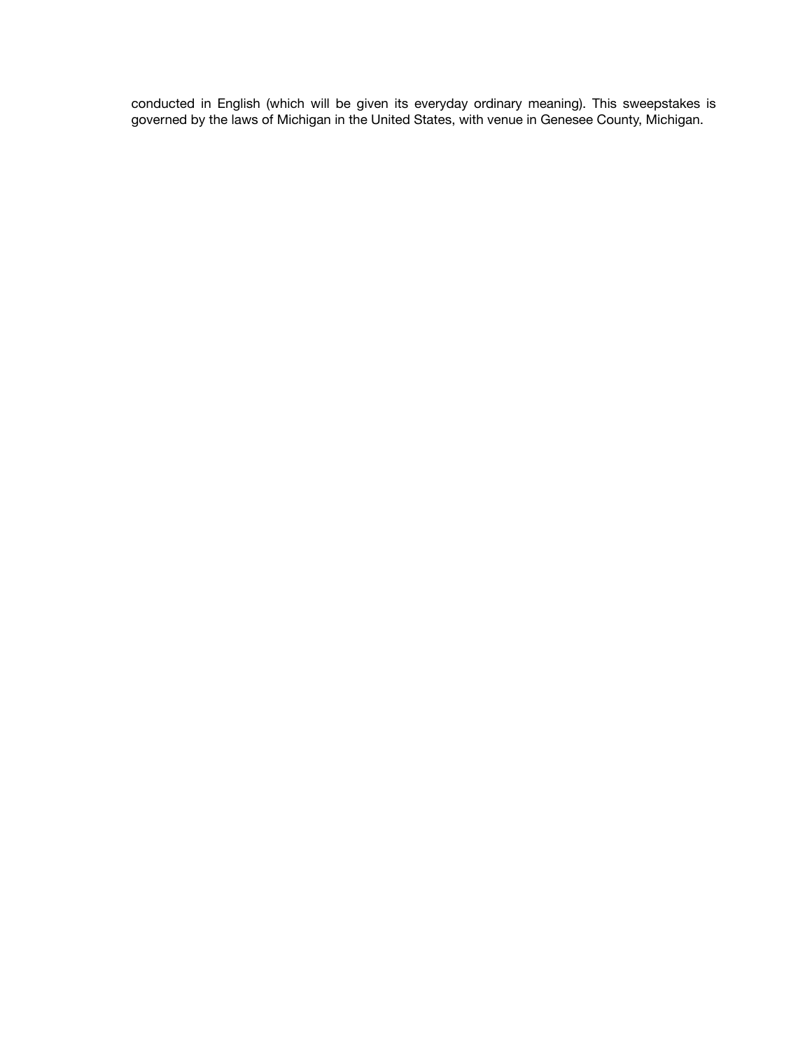conducted in English (which will be given its everyday ordinary meaning). This sweepstakes is governed by the laws of Michigan in the United States, with venue in Genesee County, Michigan.